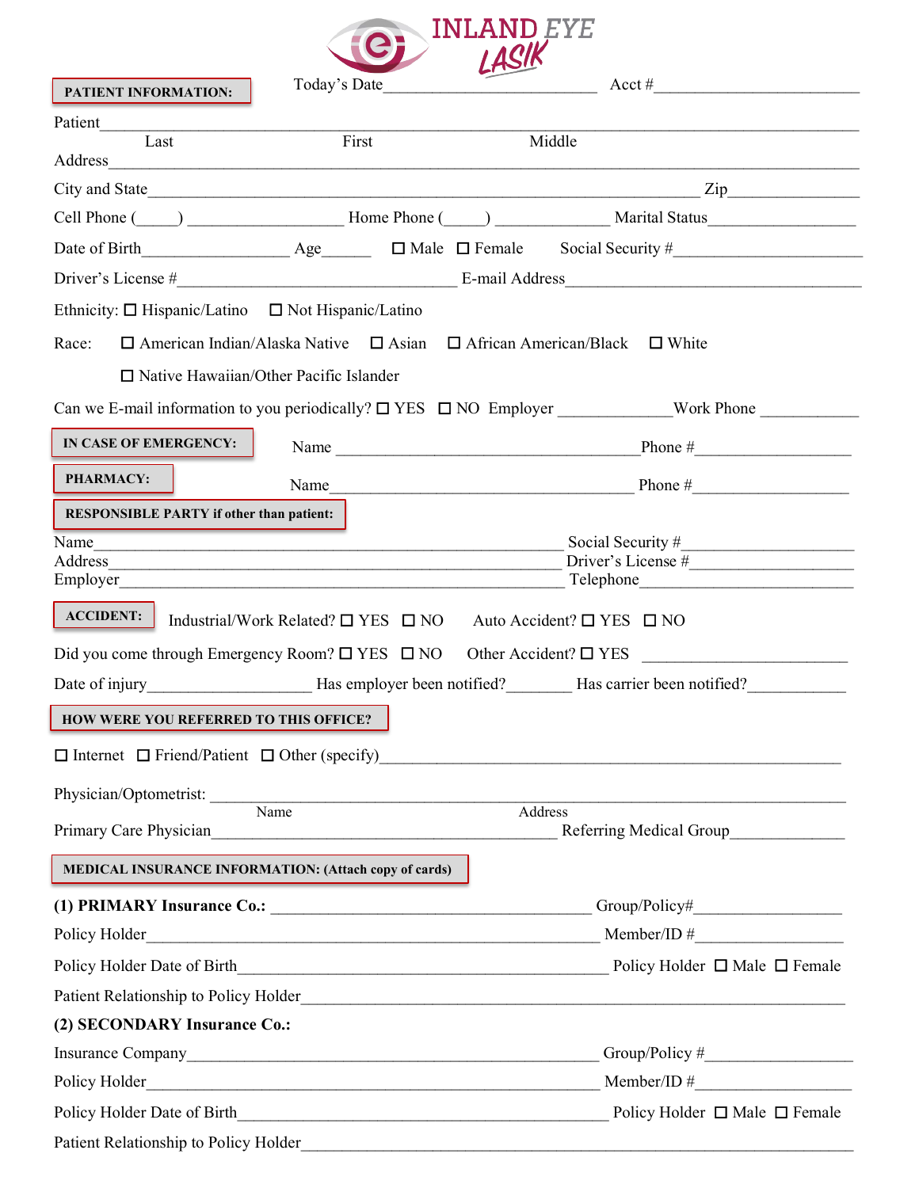# INLAND EYE LASIK

**PATIENT INFORMATION:** Today's Date_________________________ Acct #_________________________

Patient_______________________________________________________________________________
Last First Middle

Address_______________________________________________________________________________

City and State_______________________________________________________ Zip_______________

Cell Phone (_____) __________________ Home Phone (_____) _____________ Marital Status________________

Date of Birth_________________ Age______ ☐ Male ☐ Female Social Security #_____________________

Driver's License #________________________________ E-mail Address_________________________________

Ethnicity: ☐ Hispanic/Latino ☐ Not Hispanic/Latino

Race: ☐ American Indian/Alaska Native ☐ Asian ☐ African American/Black ☐ White

☐ Native Hawaiian/Other Pacific Islander

Can we E-mail information to you periodically? ☐ YES ☐ NO Employer _____________Work Phone ___________

**IN CASE OF EMERGENCY:** Name ____________________________________Phone #__________________

**PHARMACY:** Name____________________________________ Phone #__________________

**RESPONSIBLE PARTY if other than patient:**

Name_______________________________________________________ Social Security #____________________

Address_____________________________________________________ Driver's License #____________________

Employer____________________________________________________ Telephone__________________________

**ACCIDENT:** Industrial/Work Related? ☐ YES ☐ NO Auto Accident? ☐ YES ☐ NO

Did you come through Emergency Room? ☐ YES ☐ NO Other Accident? ☐ YES ________________________

Date of injury___________________ Has employer been notified?________ Has carrier been notified?___________

**HOW WERE YOU REFERRED TO THIS OFFICE?**

☐ Internet ☐ Friend/Patient ☐ Other (specify)_______________________________________________________

Physician/Optometrist: _______________________________________________________________________
Name Address

Primary Care Physician_________________________________________ Referring Medical Group_____________

**MEDICAL INSURANCE INFORMATION: (Attach copy of cards)**

**(1) PRIMARY Insurance Co.:** _____________________________________ Group/Policy#_________________

Policy Holder___________________________________________________ Member/ID #_________________

Policy Holder Date of Birth_______________________________________ Policy Holder ☐ Male ☐ Female

Patient Relationship to Policy Holder__________________________________________________________

**(2) SECONDARY Insurance Co.:**

Insurance Company______________________________________________ Group/Policy #_________________

Policy Holder___________________________________________________ Member/ID #_________________

Policy Holder Date of Birth_______________________________________ Policy Holder ☐ Male ☐ Female

Patient Relationship to Policy Holder__________________________________________________________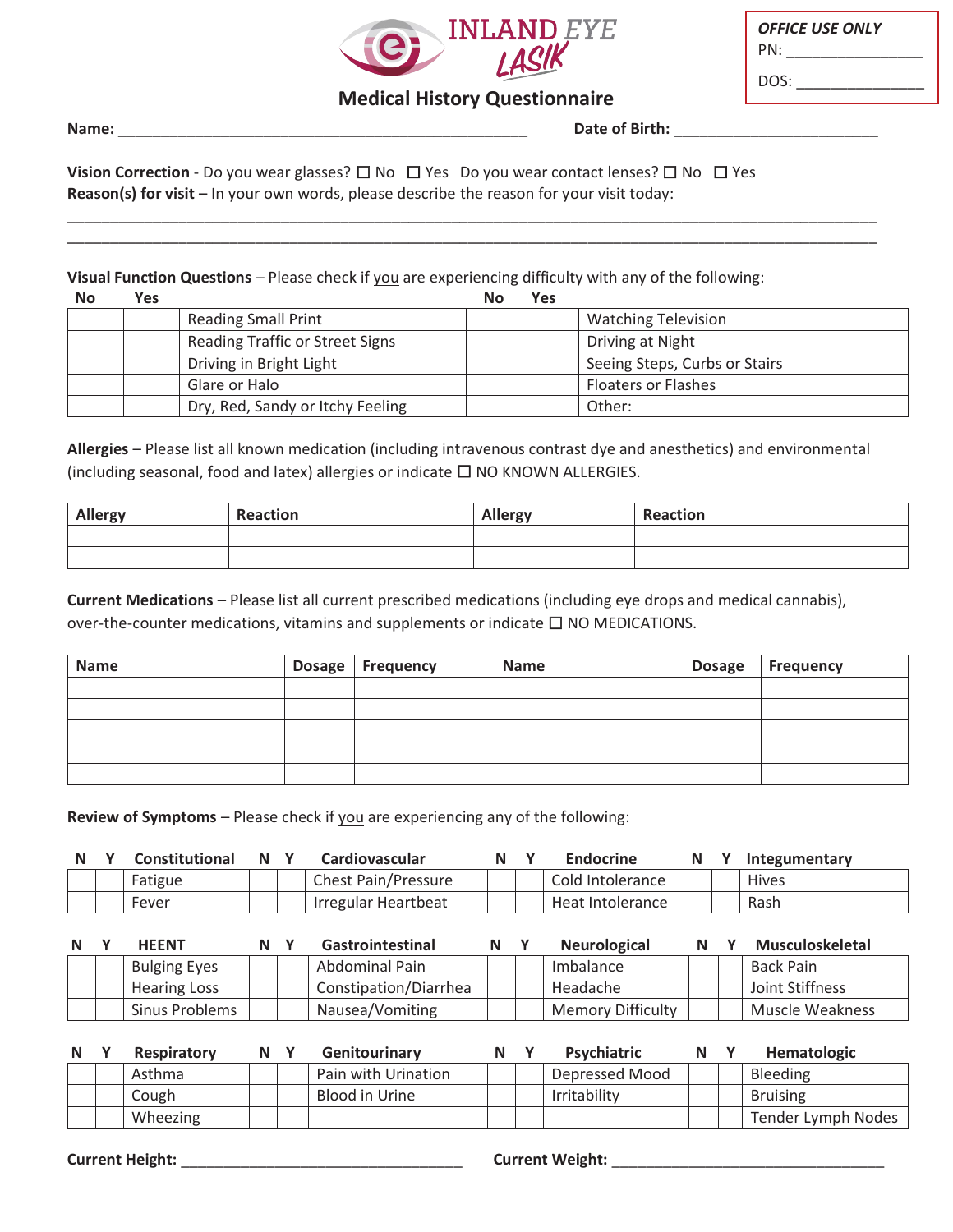INLAND EYE LASIK

**OFFICE USE ONLY**
PN: ________________
DOS: ________________

## Medical History Questionnaire

**Name:** ______________________________________________ **Date of Birth:** ______________________

**Vision Correction** - Do you wear glasses? ☐ No ☐ Yes Do you wear contact lenses? ☐ No ☐ Yes
**Reason(s) for visit** – In your own words, please describe the reason for your visit today:

______________________________________________________________________________________________
______________________________________________________________________________________________

**Visual Function Questions** – Please check if you are experiencing difficulty with any of the following:

| No | Yes | | No | Yes | |
|---|---|---|---|---|---|
| | | Reading Small Print | | | Watching Television |
| | | Reading Traffic or Street Signs | | | Driving at Night |
| | | Driving in Bright Light | | | Seeing Steps, Curbs or Stairs |
| | | Glare or Halo | | | Floaters or Flashes |
| | | Dry, Red, Sandy or Itchy Feeling | | | Other: |

**Allergies** – Please list all known medication (including intravenous contrast dye and anesthetics) and environmental (including seasonal, food and latex) allergies or indicate ☐ NO KNOWN ALLERGIES.

| Allergy | Reaction | Allergy | Reaction |
|---|---|---|---|
| | | | |
| | | | |

**Current Medications** – Please list all current prescribed medications (including eye drops and medical cannabis), over-the-counter medications, vitamins and supplements or indicate ☐ NO MEDICATIONS.

| Name | Dosage | Frequency | Name | Dosage | Frequency |
|---|---|---|---|---|---|
| | | | | | |
| | | | | | |
| | | | | | |
| | | | | | |
| | | | | | |

**Review of Symptoms** – Please check if you are experiencing any of the following:

| N | Y | Constitutional | N | Y | Cardiovascular | N | Y | Endocrine | N | Y | Integumentary |
|---|---|---|---|---|---|---|---|---|---|---|---|
| | | Fatigue | | | Chest Pain/Pressure | | | Cold Intolerance | | | Hives |
| | | Fever | | | Irregular Heartbeat | | | Heat Intolerance | | | Rash |

| N | Y | HEENT | N | Y | Gastrointestinal | N | Y | Neurological | N | Y | Musculoskeletal |
|---|---|---|---|---|---|---|---|---|---|---|---|
| | | Bulging Eyes | | | Abdominal Pain | | | Imbalance | | | Back Pain |
| | | Hearing Loss | | | Constipation/Diarrhea | | | Headache | | | Joint Stiffness |
| | | Sinus Problems | | | Nausea/Vomiting | | | Memory Difficulty | | | Muscle Weakness |

| N | Y | Respiratory | N | Y | Genitourinary | N | Y | Psychiatric | N | Y | Hematologic |
|---|---|---|---|---|---|---|---|---|---|---|---|
| | | Asthma | | | Pain with Urination | | | Depressed Mood | | | Bleeding |
| | | Cough | | | Blood in Urine | | | Irritability | | | Bruising |
| | | Wheezing | | | | | | | | | Tender Lymph Nodes |

**Current Height:** ______________________________ **Current Weight:** ______________________________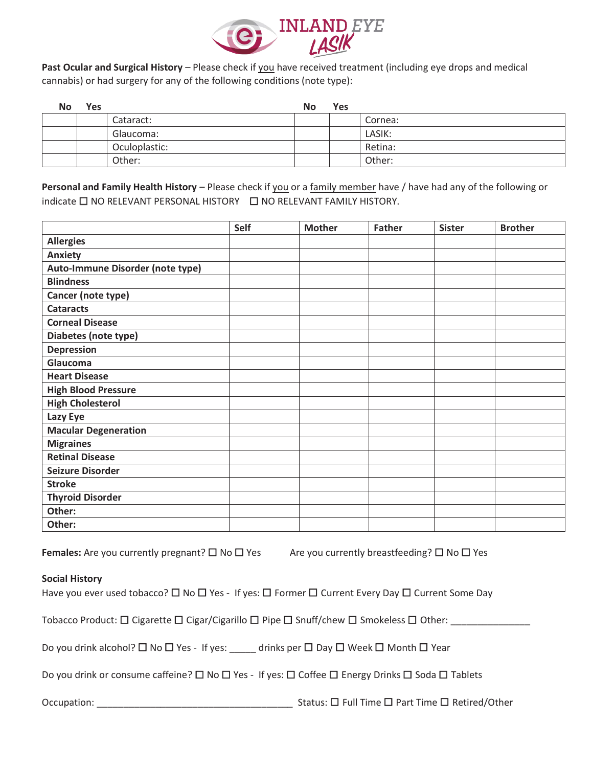INLAND EYE LASIK

**Past Ocular and Surgical History** – Please check if you have received treatment (including eye drops and medical cannabis) or had surgery for any of the following conditions (note type):

| No | Yes | | No | Yes | |
|---|---|---|---|---|---|
| | | Cataract: | | | Cornea: |
| | | Glaucoma: | | | LASIK: |
| | | Oculoplastic: | | | Retina: |
| | | Other: | | | Other: |

**Personal and Family Health History** – Please check if you or a family member have / have had any of the following or indicate ☐ NO RELEVANT PERSONAL HISTORY ☐ NO RELEVANT FAMILY HISTORY.

| | Self | Mother | Father | Sister | Brother |
|---|---|---|---|---|---|
| **Allergies** | | | | | |
| **Anxiety** | | | | | |
| **Auto-Immune Disorder (note type)** | | | | | |
| **Blindness** | | | | | |
| **Cancer (note type)** | | | | | |
| **Cataracts** | | | | | |
| **Corneal Disease** | | | | | |
| **Diabetes (note type)** | | | | | |
| **Depression** | | | | | |
| **Glaucoma** | | | | | |
| **Heart Disease** | | | | | |
| **High Blood Pressure** | | | | | |
| **High Cholesterol** | | | | | |
| **Lazy Eye** | | | | | |
| **Macular Degeneration** | | | | | |
| **Migraines** | | | | | |
| **Retinal Disease** | | | | | |
| **Seizure Disorder** | | | | | |
| **Stroke** | | | | | |
| **Thyroid Disorder** | | | | | |
| **Other:** | | | | | |
| **Other:** | | | | | |

**Females:** Are you currently pregnant? ☐ No ☐ Yes Are you currently breastfeeding? ☐ No ☐ Yes

**Social History**

Have you ever used tobacco? ☐ No ☐ Yes - If yes: ☐ Former ☐ Current Every Day ☐ Current Some Day

Tobacco Product: ☐ Cigarette ☐ Cigar/Cigarillo ☐ Pipe ☐ Snuff/chew ☐ Smokeless ☐ Other: _______________

Do you drink alcohol? ☐ No ☐ Yes - If yes: _____ drinks per ☐ Day ☐ Week ☐ Month ☐ Year

Do you drink or consume caffeine? ☐ No ☐ Yes - If yes: ☐ Coffee ☐ Energy Drinks ☐ Soda ☐ Tablets

Occupation: _____________________________________ Status: ☐ Full Time ☐ Part Time ☐ Retired/Other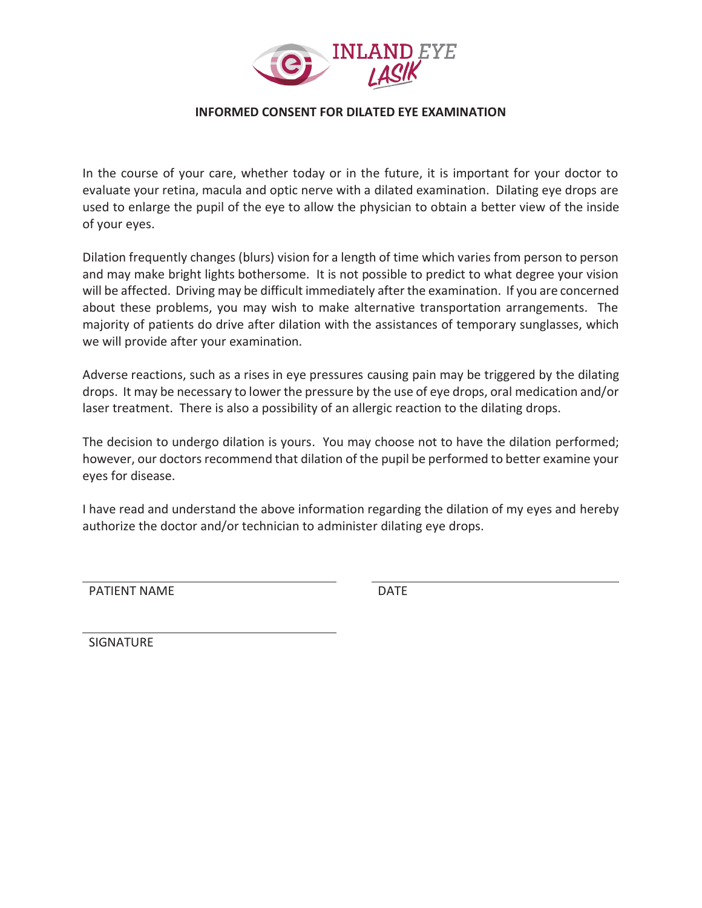INLAND EYE LASIK

# INFORMED CONSENT FOR DILATED EYE EXAMINATION

In the course of your care, whether today or in the future, it is important for your doctor to evaluate your retina, macula and optic nerve with a dilated examination. Dilating eye drops are used to enlarge the pupil of the eye to allow the physician to obtain a better view of the inside of your eyes.

Dilation frequently changes (blurs) vision for a length of time which varies from person to person and may make bright lights bothersome. It is not possible to predict to what degree your vision will be affected. Driving may be difficult immediately after the examination. If you are concerned about these problems, you may wish to make alternative transportation arrangements. The majority of patients do drive after dilation with the assistances of temporary sunglasses, which we will provide after your examination.

Adverse reactions, such as a rises in eye pressures causing pain may be triggered by the dilating drops. It may be necessary to lower the pressure by the use of eye drops, oral medication and/or laser treatment. There is also a possibility of an allergic reaction to the dilating drops.

The decision to undergo dilation is yours. You may choose not to have the dilation performed; however, our doctors recommend that dilation of the pupil be performed to better examine your eyes for disease.

I have read and understand the above information regarding the dilation of my eyes and hereby authorize the doctor and/or technician to administer dilating eye drops.

PATIENT NAME ______________________ DATE ______________________

SIGNATURE ______________________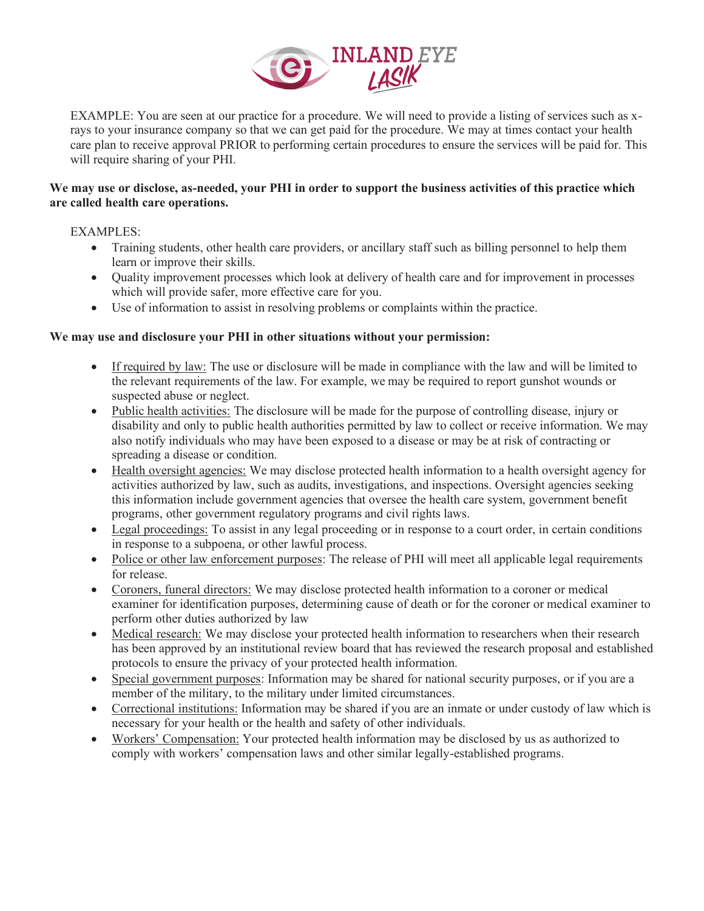EXAMPLE: You are seen at our practice for a procedure. We will need to provide a listing of services such as x-rays to your insurance company so that we can get paid for the procedure. We may at times contact your health care plan to receive approval PRIOR to performing certain procedures to ensure the services will be paid for. This will require sharing of your PHI.

**We may use or disclose, as-needed, your PHI in order to support the business activities of this practice which are called health care operations.**

EXAMPLES:

- Training students, other health care providers, or ancillary staff such as billing personnel to help them learn or improve their skills.
- Quality improvement processes which look at delivery of health care and for improvement in processes which will provide safer, more effective care for you.
- Use of information to assist in resolving problems or complaints within the practice.

**We may use and disclosure your PHI in other situations without your permission:**

- <u>If required by law:</u> The use or disclosure will be made in compliance with the law and will be limited to the relevant requirements of the law. For example, we may be required to report gunshot wounds or suspected abuse or neglect.
- <u>Public health activities:</u> The disclosure will be made for the purpose of controlling disease, injury or disability and only to public health authorities permitted by law to collect or receive information. We may also notify individuals who may have been exposed to a disease or may be at risk of contracting or spreading a disease or condition.
- <u>Health oversight agencies:</u> We may disclose protected health information to a health oversight agency for activities authorized by law, such as audits, investigations, and inspections. Oversight agencies seeking this information include government agencies that oversee the health care system, government benefit programs, other government regulatory programs and civil rights laws.
- <u>Legal proceedings:</u> To assist in any legal proceeding or in response to a court order, in certain conditions in response to a subpoena, or other lawful process.
- <u>Police or other law enforcement purposes</u>: The release of PHI will meet all applicable legal requirements for release.
- <u>Coroners, funeral directors:</u> We may disclose protected health information to a coroner or medical examiner for identification purposes, determining cause of death or for the coroner or medical examiner to perform other duties authorized by law
- <u>Medical research:</u> We may disclose your protected health information to researchers when their research has been approved by an institutional review board that has reviewed the research proposal and established protocols to ensure the privacy of your protected health information.
- <u>Special government purposes</u>: Information may be shared for national security purposes, or if you are a member of the military, to the military under limited circumstances.
- <u>Correctional institutions:</u> Information may be shared if you are an inmate or under custody of law which is necessary for your health or the health and safety of other individuals.
- <u>Workers' Compensation:</u> Your protected health information may be disclosed by us as authorized to comply with workers' compensation laws and other similar legally-established programs.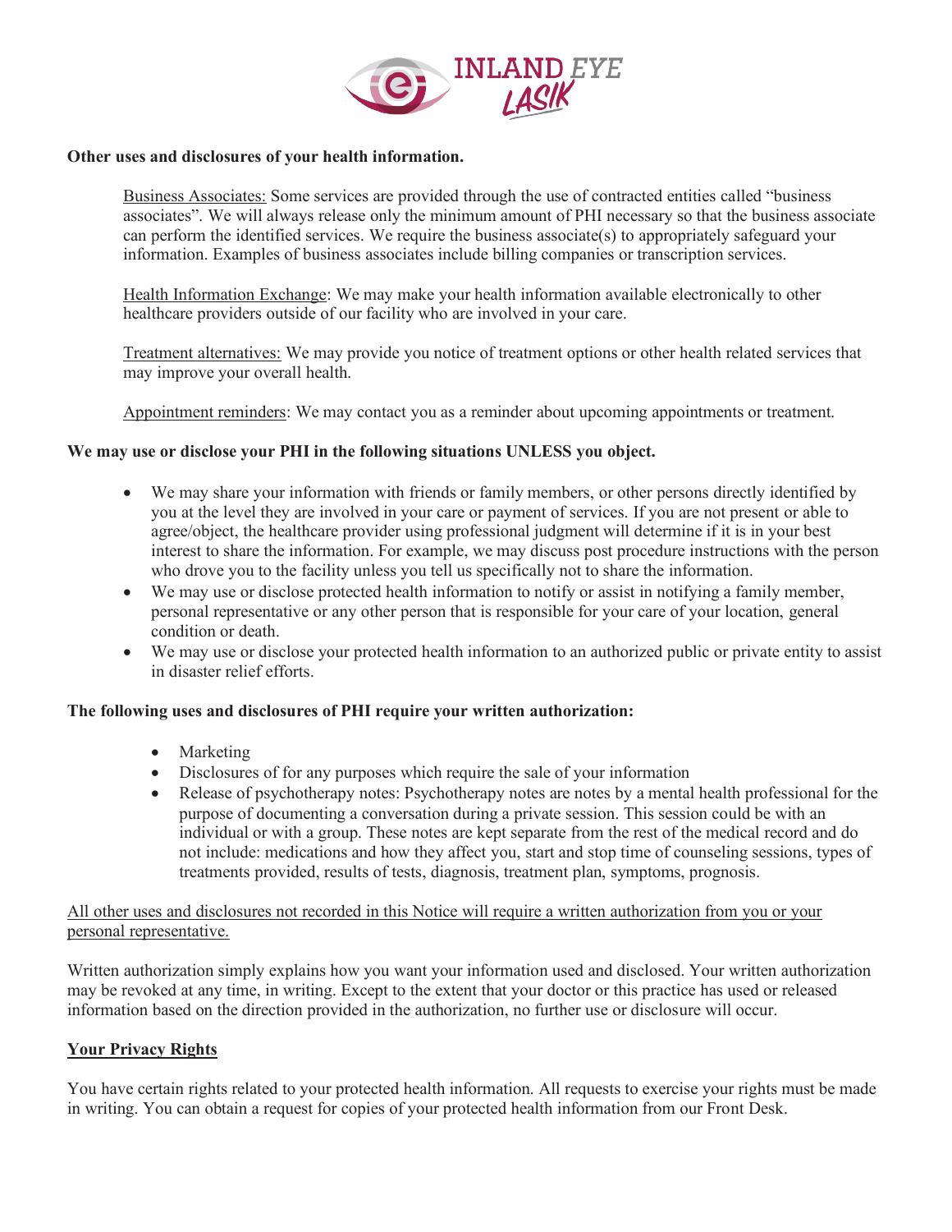**Other uses and disclosures of your health information.**

Business Associates: Some services are provided through the use of contracted entities called "business associates". We will always release only the minimum amount of PHI necessary so that the business associate can perform the identified services. We require the business associate(s) to appropriately safeguard your information. Examples of business associates include billing companies or transcription services.

Health Information Exchange: We may make your health information available electronically to other healthcare providers outside of our facility who are involved in your care.

Treatment alternatives: We may provide you notice of treatment options or other health related services that may improve your overall health.

Appointment reminders: We may contact you as a reminder about upcoming appointments or treatment.

**We may use or disclose your PHI in the following situations UNLESS you object.**

- We may share your information with friends or family members, or other persons directly identified by you at the level they are involved in your care or payment of services. If you are not present or able to agree/object, the healthcare provider using professional judgment will determine if it is in your best interest to share the information. For example, we may discuss post procedure instructions with the person who drove you to the facility unless you tell us specifically not to share the information.
- We may use or disclose protected health information to notify or assist in notifying a family member, personal representative or any other person that is responsible for your care of your location, general condition or death.
- We may use or disclose your protected health information to an authorized public or private entity to assist in disaster relief efforts.

**The following uses and disclosures of PHI require your written authorization:**

- Marketing
- Disclosures of for any purposes which require the sale of your information
- Release of psychotherapy notes: Psychotherapy notes are notes by a mental health professional for the purpose of documenting a conversation during a private session. This session could be with an individual or with a group. These notes are kept separate from the rest of the medical record and do not include: medications and how they affect you, start and stop time of counseling sessions, types of treatments provided, results of tests, diagnosis, treatment plan, symptoms, prognosis.

All other uses and disclosures not recorded in this Notice will require a written authorization from you or your personal representative.

Written authorization simply explains how you want your information used and disclosed. Your written authorization may be revoked at any time, in writing. Except to the extent that your doctor or this practice has used or released information based on the direction provided in the authorization, no further use or disclosure will occur.

## Your Privacy Rights

You have certain rights related to your protected health information. All requests to exercise your rights must be made in writing. You can obtain a request for copies of your protected health information from our Front Desk.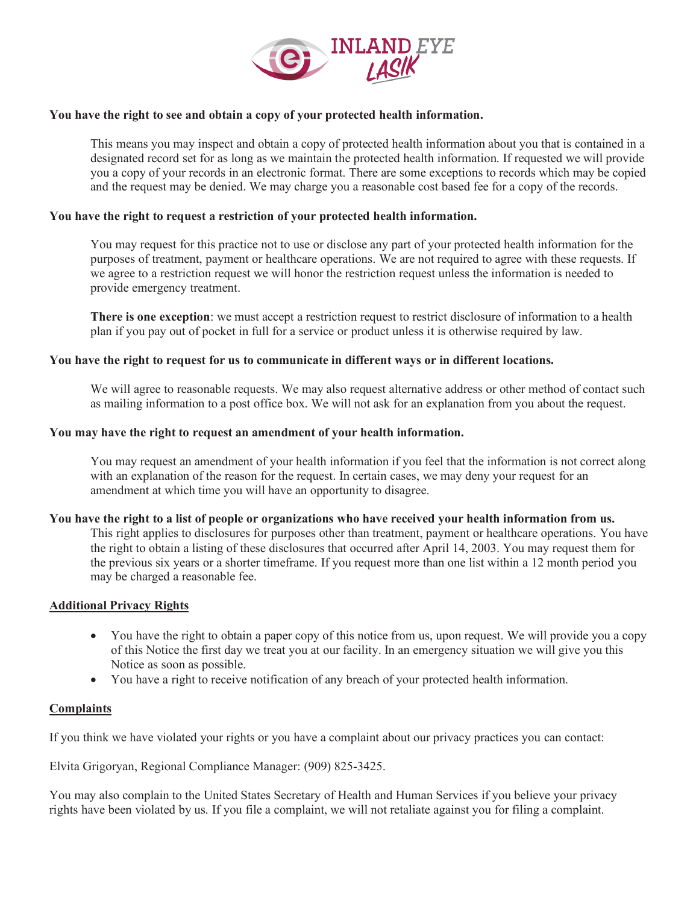**You have the right to see and obtain a copy of your protected health information.**

This means you may inspect and obtain a copy of protected health information about you that is contained in a designated record set for as long as we maintain the protected health information. If requested we will provide you a copy of your records in an electronic format. There are some exceptions to records which may be copied and the request may be denied. We may charge you a reasonable cost based fee for a copy of the records.

**You have the right to request a restriction of your protected health information.**

You may request for this practice not to use or disclose any part of your protected health information for the purposes of treatment, payment or healthcare operations. We are not required to agree with these requests. If we agree to a restriction request we will honor the restriction request unless the information is needed to provide emergency treatment.

**There is one exception**: we must accept a restriction request to restrict disclosure of information to a health plan if you pay out of pocket in full for a service or product unless it is otherwise required by law.

**You have the right to request for us to communicate in different ways or in different locations.**

We will agree to reasonable requests. We may also request alternative address or other method of contact such as mailing information to a post office box. We will not ask for an explanation from you about the request.

**You may have the right to request an amendment of your health information.**

You may request an amendment of your health information if you feel that the information is not correct along with an explanation of the reason for the request. In certain cases, we may deny your request for an amendment at which time you will have an opportunity to disagree.

**You have the right to a list of people or organizations who have received your health information from us.**

This right applies to disclosures for purposes other than treatment, payment or healthcare operations. You have the right to obtain a listing of these disclosures that occurred after April 14, 2003. You may request them for the previous six years or a shorter timeframe. If you request more than one list within a 12 month period you may be charged a reasonable fee.

## Additional Privacy Rights

- You have the right to obtain a paper copy of this notice from us, upon request. We will provide you a copy of this Notice the first day we treat you at our facility. In an emergency situation we will give you this Notice as soon as possible.
- You have a right to receive notification of any breach of your protected health information.

## Complaints

If you think we have violated your rights or you have a complaint about our privacy practices you can contact:

Elvita Grigoryan, Regional Compliance Manager: (909) 825-3425.

You may also complain to the United States Secretary of Health and Human Services if you believe your privacy rights have been violated by us. If you file a complaint, we will not retaliate against you for filing a complaint.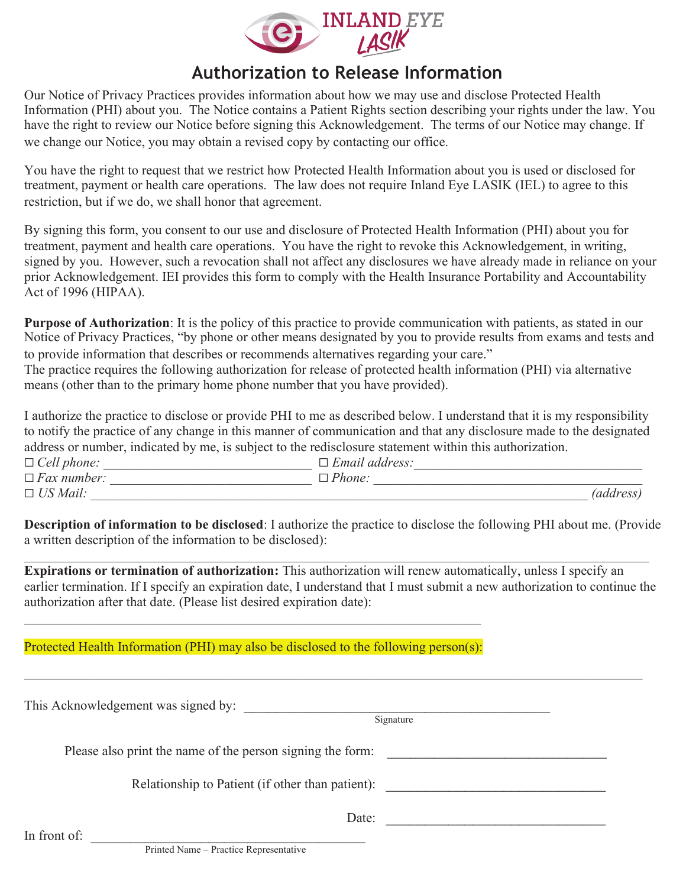INLAND EYE LASIK

# Authorization to Release Information

Our Notice of Privacy Practices provides information about how we may use and disclose Protected Health Information (PHI) about you. The Notice contains a Patient Rights section describing your rights under the law. You have the right to review our Notice before signing this Acknowledgement. The terms of our Notice may change. If we change our Notice, you may obtain a revised copy by contacting our office.

You have the right to request that we restrict how Protected Health Information about you is used or disclosed for treatment, payment or health care operations. The law does not require Inland Eye LASIK (IEL) to agree to this restriction, but if we do, we shall honor that agreement.

By signing this form, you consent to our use and disclosure of Protected Health Information (PHI) about you for treatment, payment and health care operations. You have the right to revoke this Acknowledgement, in writing, signed by you. However, such a revocation shall not affect any disclosures we have already made in reliance on your prior Acknowledgement. IEI provides this form to comply with the Health Insurance Portability and Accountability Act of 1996 (HIPAA).

**Purpose of Authorization**: It is the policy of this practice to provide communication with patients, as stated in our Notice of Privacy Practices, "by phone or other means designated by you to provide results from exams and tests and to provide information that describes or recommends alternatives regarding your care."
The practice requires the following authorization for release of protected health information (PHI) via alternative means (other than to the primary home phone number that you have provided).

I authorize the practice to disclose or provide PHI to me as described below. I understand that it is my responsibility to notify the practice of any change in this manner of communication and that any disclosure made to the designated address or number, indicated by me, is subject to the redisclosure statement within this authorization.

☐ *Cell phone:* ______________________________ ☐ *Email address:* ______________________________
☐ *Fax number:* ______________________________ ☐ *Phone:* ______________________________
☐ *US Mail:* ____________________________________________________________ *(address)*

**Description of information to be disclosed**: I authorize the practice to disclose the following PHI about me. (Provide a written description of the information to be disclosed):

______________________________________________________________________________

**Expirations or termination of authorization:** This authorization will renew automatically, unless I specify an earlier termination. If I specify an expiration date, I understand that I must submit a new authorization to continue the authorization after that date. (Please list desired expiration date):

______________________________________________________________

Protected Health Information (PHI) may also be disclosed to the following person(s):

______________________________________________________________________________

This Acknowledgement was signed by: ____________________________________________
Signature

Please also print the name of the person signing the form: ______________________________

Relationship to Patient (if other than patient): ______________________________

Date: ______________________________

In front of: ____________________________________
Printed Name – Practice Representative